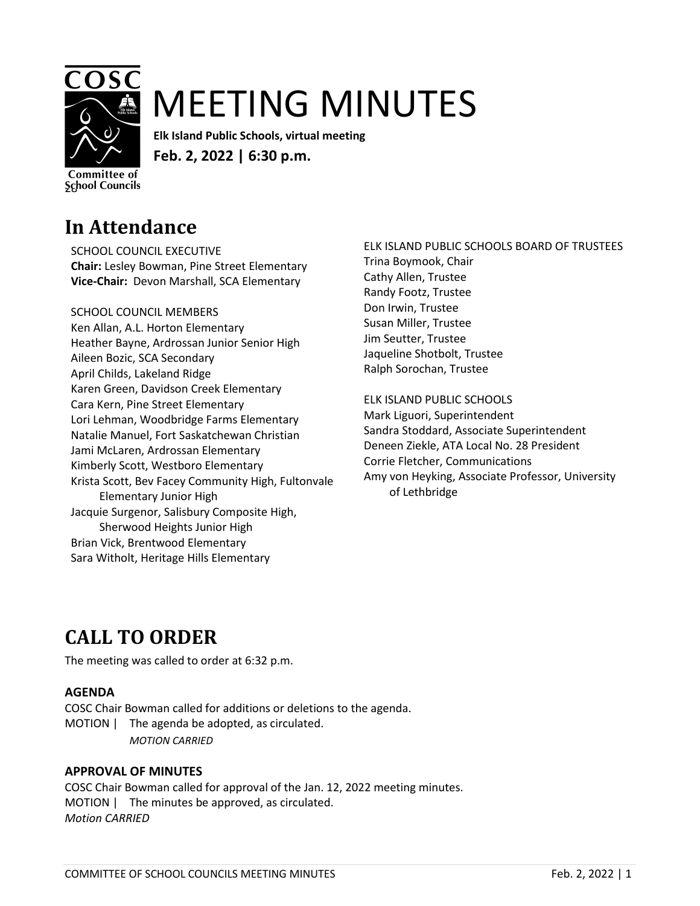# MEETING MINUTES

**Elk Island Public Schools, virtual meeting**

**Feb. 2, 2022 | 6:30 p.m.**

## In Attendance

SCHOOL COUNCIL EXECUTIVE
**Chair:** Lesley Bowman, Pine Street Elementary
**Vice-Chair:** Devon Marshall, SCA Elementary

SCHOOL COUNCIL MEMBERS
Ken Allan, A.L. Horton Elementary
Heather Bayne, Ardrossan Junior Senior High
Aileen Bozic, SCA Secondary
April Childs, Lakeland Ridge
Karen Green, Davidson Creek Elementary
Cara Kern, Pine Street Elementary
Lori Lehman, Woodbridge Farms Elementary
Natalie Manuel, Fort Saskatchewan Christian
Jami McLaren, Ardrossan Elementary
Kimberly Scott, Westboro Elementary
Krista Scott, Bev Facey Community High, Fultonvale Elementary Junior High
Jacquie Surgenor, Salisbury Composite High, Sherwood Heights Junior High
Brian Vick, Brentwood Elementary
Sara Witholt, Heritage Hills Elementary

ELK ISLAND PUBLIC SCHOOLS BOARD OF TRUSTEES
Trina Boymook, Chair
Cathy Allen, Trustee
Randy Footz, Trustee
Don Irwin, Trustee
Susan Miller, Trustee
Jim Seutter, Trustee
Jaqueline Shotbolt, Trustee
Ralph Sorochan, Trustee

ELK ISLAND PUBLIC SCHOOLS
Mark Liguori, Superintendent
Sandra Stoddard, Associate Superintendent
Deneen Ziekle, ATA Local No. 28 President
Corrie Fletcher, Communications
Amy von Heyking, Associate Professor, University of Lethbridge

## CALL TO ORDER

The meeting was called to order at 6:32 p.m.

### AGENDA

COSC Chair Bowman called for additions or deletions to the agenda.
MOTION | The agenda be adopted, as circulated.
*MOTION CARRIED*

### APPROVAL OF MINUTES

COSC Chair Bowman called for approval of the Jan. 12, 2022 meeting minutes.
MOTION | The minutes be approved, as circulated.
*Motion CARRIED*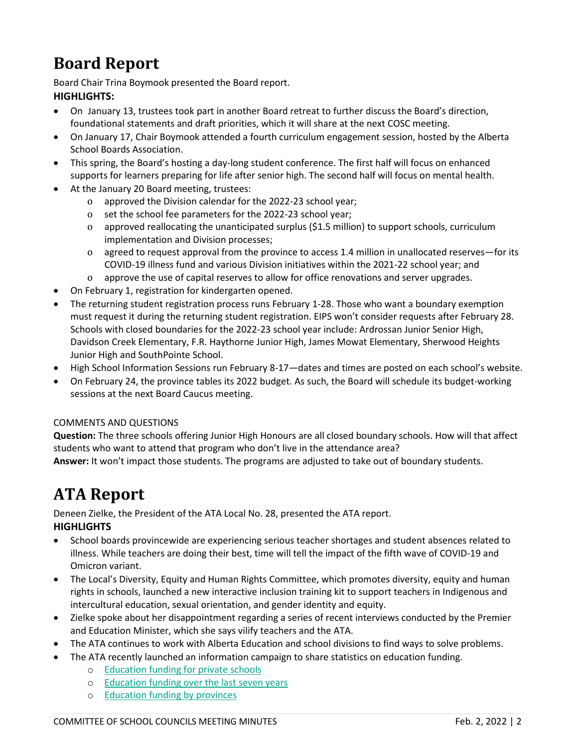# Board Report

Board Chair Trina Boymook presented the Board report.

**HIGHLIGHTS:**

- On January 13, trustees took part in another Board retreat to further discuss the Board's direction, foundational statements and draft priorities, which it will share at the next COSC meeting.
- On January 17, Chair Boymook attended a fourth curriculum engagement session, hosted by the Alberta School Boards Association.
- This spring, the Board's hosting a day-long student conference. The first half will focus on enhanced supports for learners preparing for life after senior high. The second half will focus on mental health.
- At the January 20 Board meeting, trustees:
  - approved the Division calendar for the 2022-23 school year;
  - set the school fee parameters for the 2022-23 school year;
  - approved reallocating the unanticipated surplus ($1.5 million) to support schools, curriculum implementation and Division processes;
  - agreed to request approval from the province to access 1.4 million in unallocated reserves—for its COVID-19 illness fund and various Division initiatives within the 2021-22 school year; and
  - approve the use of capital reserves to allow for office renovations and server upgrades.
- On February 1, registration for kindergarten opened.
- The returning student registration process runs February 1-28. Those who want a boundary exemption must request it during the returning student registration. EIPS won't consider requests after February 28. Schools with closed boundaries for the 2022-23 school year include: Ardrossan Junior Senior High, Davidson Creek Elementary, F.R. Haythorne Junior High, James Mowat Elementary, Sherwood Heights Junior High and SouthPointe School.
- High School Information Sessions run February 8-17—dates and times are posted on each school's website.
- On February 24, the province tables its 2022 budget. As such, the Board will schedule its budget-working sessions at the next Board Caucus meeting.

COMMENTS AND QUESTIONS

**Question:** The three schools offering Junior High Honours are all closed boundary schools. How will that affect students who want to attend that program who don't live in the attendance area?

**Answer:** It won't impact those students. The programs are adjusted to take out of boundary students.

# ATA Report

Deneen Zielke, the President of the ATA Local No. 28, presented the ATA report.

**HIGHLIGHTS**

- School boards provincewide are experiencing serious teacher shortages and student absences related to illness. While teachers are doing their best, time will tell the impact of the fifth wave of COVID-19 and Omicron variant.
- The Local's Diversity, Equity and Human Rights Committee, which promotes diversity, equity and human rights in schools, launched a new interactive inclusion training kit to support teachers in Indigenous and intercultural education, sexual orientation, and gender identity and equity.
- Zielke spoke about her disappointment regarding a series of recent interviews conducted by the Premier and Education Minister, which she says vilify teachers and the ATA.
- The ATA continues to work with Alberta Education and school divisions to find ways to solve problems.
- The ATA recently launched an information campaign to share statistics on education funding.
  - Education funding for private schools
  - Education funding over the last seven years
  - Education funding by provinces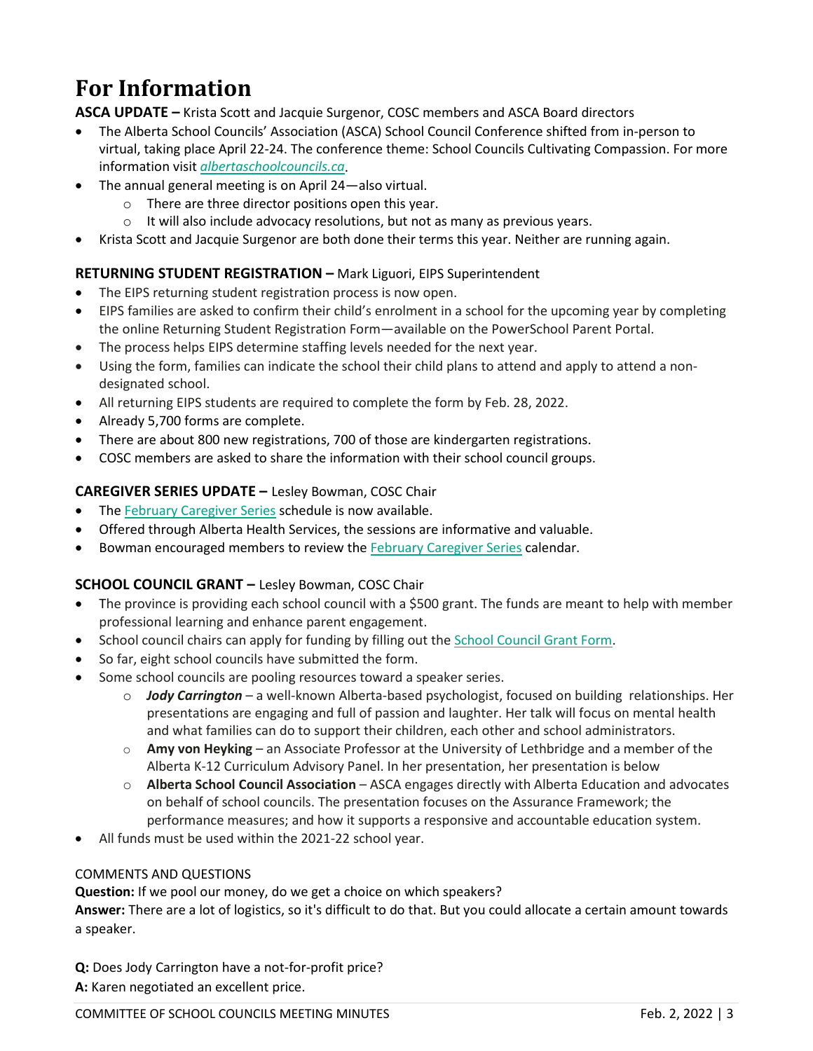# For Information

**ASCA UPDATE –** Krista Scott and Jacquie Surgenor, COSC members and ASCA Board directors

- The Alberta School Councils' Association (ASCA) School Council Conference shifted from in-person to virtual, taking place April 22-24. The conference theme: School Councils Cultivating Compassion. For more information visit *albertaschoolcouncils.ca*.
- The annual general meeting is on April 24—also virtual.
    - There are three director positions open this year.
    - It will also include advocacy resolutions, but not as many as previous years.
- Krista Scott and Jacquie Surgenor are both done their terms this year. Neither are running again.

**RETURNING STUDENT REGISTRATION –** Mark Liguori, EIPS Superintendent

- The EIPS returning student registration process is now open.
- EIPS families are asked to confirm their child's enrolment in a school for the upcoming year by completing the online Returning Student Registration Form—available on the PowerSchool Parent Portal.
- The process helps EIPS determine staffing levels needed for the next year.
- Using the form, families can indicate the school their child plans to attend and apply to attend a non-designated school.
- All returning EIPS students are required to complete the form by Feb. 28, 2022.
- Already 5,700 forms are complete.
- There are about 800 new registrations, 700 of those are kindergarten registrations.
- COSC members are asked to share the information with their school council groups.

**CAREGIVER SERIES UPDATE –** Lesley Bowman, COSC Chair

- The February Caregiver Series schedule is now available.
- Offered through Alberta Health Services, the sessions are informative and valuable.
- Bowman encouraged members to review the February Caregiver Series calendar.

**SCHOOL COUNCIL GRANT –** Lesley Bowman, COSC Chair

- The province is providing each school council with a $500 grant. The funds are meant to help with member professional learning and enhance parent engagement.
- School council chairs can apply for funding by filling out the School Council Grant Form.
- So far, eight school councils have submitted the form.
- Some school councils are pooling resources toward a speaker series.
    - ***Jody Carrington*** – a well-known Alberta-based psychologist, focused on building relationships. Her presentations are engaging and full of passion and laughter. Her talk will focus on mental health and what families can do to support their children, each other and school administrators.
    - **Amy von Heyking** – an Associate Professor at the University of Lethbridge and a member of the Alberta K-12 Curriculum Advisory Panel. In her presentation, her presentation is below
    - **Alberta School Council Association** – ASCA engages directly with Alberta Education and advocates on behalf of school councils. The presentation focuses on the Assurance Framework; the performance measures; and how it supports a responsive and accountable education system.
- All funds must be used within the 2021-22 school year.

COMMENTS AND QUESTIONS

**Question:** If we pool our money, do we get a choice on which speakers?
**Answer:** There are a lot of logistics, so it's difficult to do that. But you could allocate a certain amount towards a speaker.

**Q:** Does Jody Carrington have a not-for-profit price?
**A:** Karen negotiated an excellent price.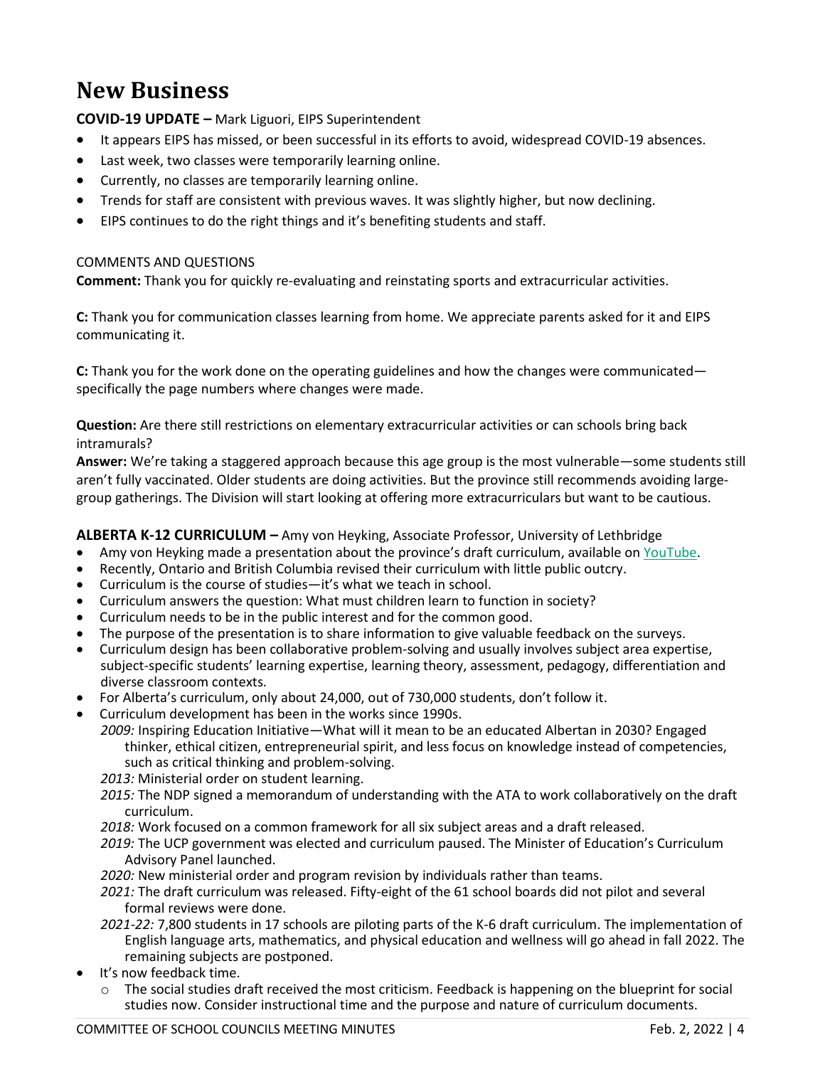# New Business

**COVID-19 UPDATE –** Mark Liguori, EIPS Superintendent

- It appears EIPS has missed, or been successful in its efforts to avoid, widespread COVID-19 absences.
- Last week, two classes were temporarily learning online.
- Currently, no classes are temporarily learning online.
- Trends for staff are consistent with previous waves. It was slightly higher, but now declining.
- EIPS continues to do the right things and it's benefiting students and staff.

COMMENTS AND QUESTIONS

**Comment:** Thank you for quickly re-evaluating and reinstating sports and extracurricular activities.

**C:** Thank you for communication classes learning from home. We appreciate parents asked for it and EIPS communicating it.

**C:** Thank you for the work done on the operating guidelines and how the changes were communicated—specifically the page numbers where changes were made.

**Question:** Are there still restrictions on elementary extracurricular activities or can schools bring back intramurals?
**Answer:** We're taking a staggered approach because this age group is the most vulnerable—some students still aren't fully vaccinated. Older students are doing activities. But the province still recommends avoiding large-group gatherings. The Division will start looking at offering more extracurriculars but want to be cautious.

**ALBERTA K-12 CURRICULUM –** Amy von Heyking, Associate Professor, University of Lethbridge

- Amy von Heyking made a presentation about the province's draft curriculum, available on [YouTube]().
- Recently, Ontario and British Columbia revised their curriculum with little public outcry.
- Curriculum is the course of studies—it's what we teach in school.
- Curriculum answers the question: What must children learn to function in society?
- Curriculum needs to be in the public interest and for the common good.
- The purpose of the presentation is to share information to give valuable feedback on the surveys.
- Curriculum design has been collaborative problem-solving and usually involves subject area expertise, subject-specific students' learning expertise, learning theory, assessment, pedagogy, differentiation and diverse classroom contexts.
- For Alberta's curriculum, only about 24,000, out of 730,000 students, don't follow it.
- Curriculum development has been in the works since 1990s.
  - *2009:* Inspiring Education Initiative—What will it mean to be an educated Albertan in 2030? Engaged thinker, ethical citizen, entrepreneurial spirit, and less focus on knowledge instead of competencies, such as critical thinking and problem-solving.
  - *2013:* Ministerial order on student learning.
  - *2015:* The NDP signed a memorandum of understanding with the ATA to work collaboratively on the draft curriculum.
  - *2018:* Work focused on a common framework for all six subject areas and a draft released.
  - *2019:* The UCP government was elected and curriculum paused. The Minister of Education's Curriculum Advisory Panel launched.
  - *2020:* New ministerial order and program revision by individuals rather than teams.
  - *2021:* The draft curriculum was released. Fifty-eight of the 61 school boards did not pilot and several formal reviews were done.
  - *2021-22:* 7,800 students in 17 schools are piloting parts of the K-6 draft curriculum. The implementation of English language arts, mathematics, and physical education and wellness will go ahead in fall 2022. The remaining subjects are postponed.
- It's now feedback time.
  - The social studies draft received the most criticism. Feedback is happening on the blueprint for social studies now. Consider instructional time and the purpose and nature of curriculum documents.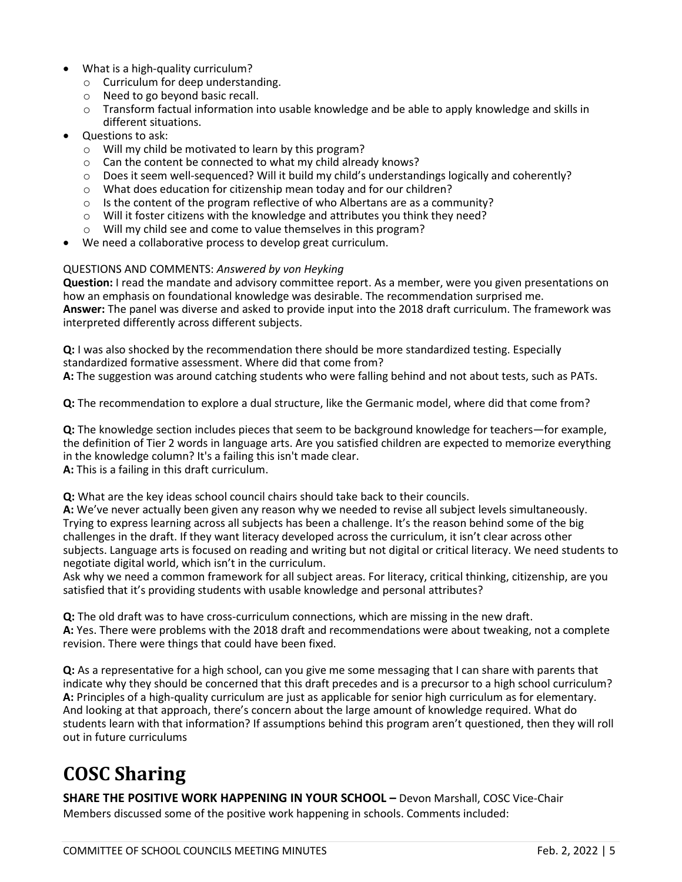- What is a high-quality curriculum?
  - Curriculum for deep understanding.
  - Need to go beyond basic recall.
  - Transform factual information into usable knowledge and be able to apply knowledge and skills in different situations.
- Questions to ask:
  - Will my child be motivated to learn by this program?
  - Can the content be connected to what my child already knows?
  - Does it seem well-sequenced? Will it build my child's understandings logically and coherently?
  - What does education for citizenship mean today and for our children?
  - Is the content of the program reflective of who Albertans are as a community?
  - Will it foster citizens with the knowledge and attributes you think they need?
  - Will my child see and come to value themselves in this program?
- We need a collaborative process to develop great curriculum.

QUESTIONS AND COMMENTS: *Answered by von Heyking*

**Question:** I read the mandate and advisory committee report. As a member, were you given presentations on how an emphasis on foundational knowledge was desirable. The recommendation surprised me.
**Answer:** The panel was diverse and asked to provide input into the 2018 draft curriculum. The framework was interpreted differently across different subjects.

**Q:** I was also shocked by the recommendation there should be more standardized testing. Especially standardized formative assessment. Where did that come from?
**A:** The suggestion was around catching students who were falling behind and not about tests, such as PATs.

**Q:** The recommendation to explore a dual structure, like the Germanic model, where did that come from?

**Q:** The knowledge section includes pieces that seem to be background knowledge for teachers—for example, the definition of Tier 2 words in language arts. Are you satisfied children are expected to memorize everything in the knowledge column? It's a failing this isn't made clear.
**A:** This is a failing in this draft curriculum.

**Q:** What are the key ideas school council chairs should take back to their councils.
**A:** We've never actually been given any reason why we needed to revise all subject levels simultaneously. Trying to express learning across all subjects has been a challenge. It's the reason behind some of the big challenges in the draft. If they want literacy developed across the curriculum, it isn't clear across other subjects. Language arts is focused on reading and writing but not digital or critical literacy. We need students to negotiate digital world, which isn't in the curriculum.
Ask why we need a common framework for all subject areas. For literacy, critical thinking, citizenship, are you satisfied that it's providing students with usable knowledge and personal attributes?

**Q:** The old draft was to have cross-curriculum connections, which are missing in the new draft.
**A:** Yes. There were problems with the 2018 draft and recommendations were about tweaking, not a complete revision. There were things that could have been fixed.

**Q:** As a representative for a high school, can you give me some messaging that I can share with parents that indicate why they should be concerned that this draft precedes and is a precursor to a high school curriculum?
**A:** Principles of a high-quality curriculum are just as applicable for senior high curriculum as for elementary. And looking at that approach, there's concern about the large amount of knowledge required. What do students learn with that information? If assumptions behind this program aren't questioned, then they will roll out in future curriculums

# COSC Sharing

**SHARE THE POSITIVE WORK HAPPENING IN YOUR SCHOOL –** Devon Marshall, COSC Vice-Chair
Members discussed some of the positive work happening in schools. Comments included: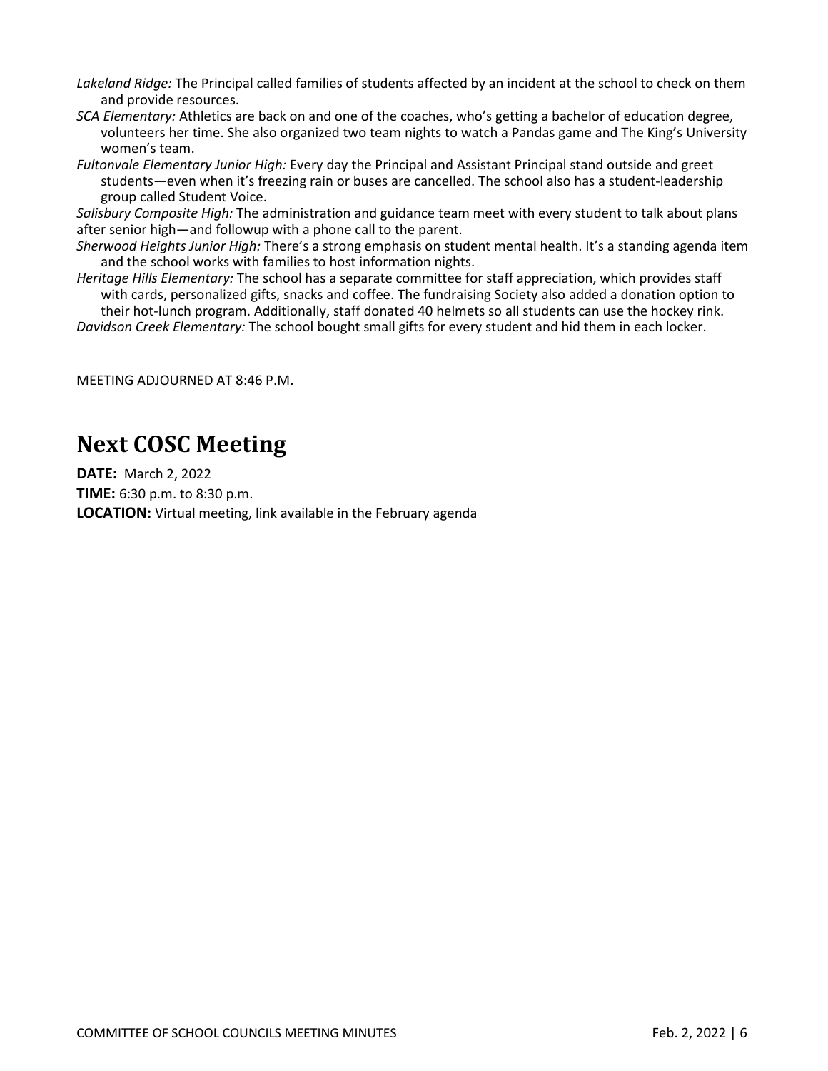*Lakeland Ridge:* The Principal called families of students affected by an incident at the school to check on them and provide resources.

*SCA Elementary:* Athletics are back on and one of the coaches, who's getting a bachelor of education degree, volunteers her time. She also organized two team nights to watch a Pandas game and The King's University women's team.

*Fultonvale Elementary Junior High:* Every day the Principal and Assistant Principal stand outside and greet students—even when it's freezing rain or buses are cancelled. The school also has a student-leadership group called Student Voice.

*Salisbury Composite High:* The administration and guidance team meet with every student to talk about plans after senior high—and followup with a phone call to the parent.

*Sherwood Heights Junior High:* There's a strong emphasis on student mental health. It's a standing agenda item and the school works with families to host information nights.

*Heritage Hills Elementary:* The school has a separate committee for staff appreciation, which provides staff with cards, personalized gifts, snacks and coffee. The fundraising Society also added a donation option to their hot-lunch program. Additionally, staff donated 40 helmets so all students can use the hockey rink.

*Davidson Creek Elementary:* The school bought small gifts for every student and hid them in each locker.

MEETING ADJOURNED AT 8:46 P.M.

# Next COSC Meeting

**DATE:** March 2, 2022

**TIME:** 6:30 p.m. to 8:30 p.m.

**LOCATION:** Virtual meeting, link available in the February agenda